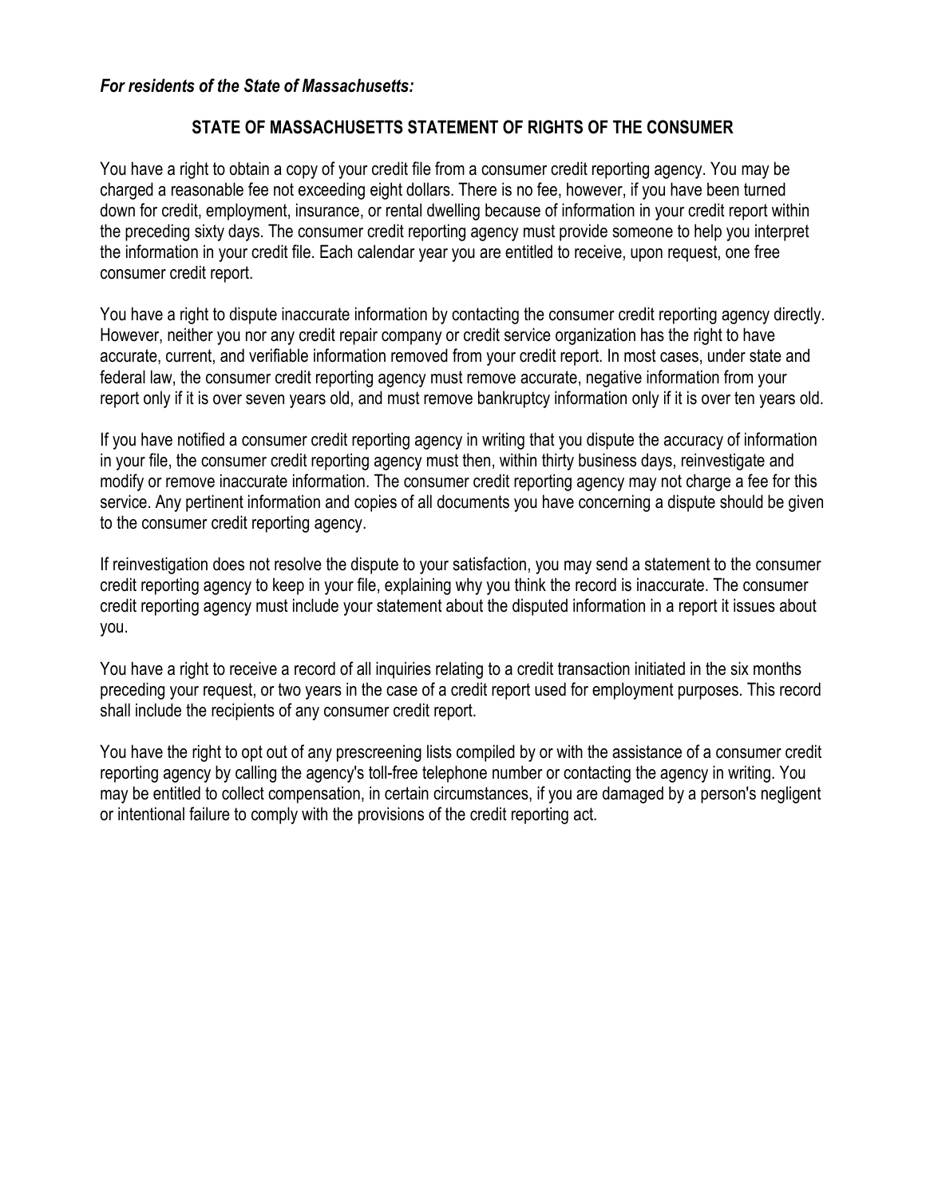***For residents of the State of Massachusetts:***

## STATE OF MASSACHUSETTS STATEMENT OF RIGHTS OF THE CONSUMER

You have a right to obtain a copy of your credit file from a consumer credit reporting agency. You may be charged a reasonable fee not exceeding eight dollars. There is no fee, however, if you have been turned down for credit, employment, insurance, or rental dwelling because of information in your credit report within the preceding sixty days. The consumer credit reporting agency must provide someone to help you interpret the information in your credit file. Each calendar year you are entitled to receive, upon request, one free consumer credit report.

You have a right to dispute inaccurate information by contacting the consumer credit reporting agency directly. However, neither you nor any credit repair company or credit service organization has the right to have accurate, current, and verifiable information removed from your credit report. In most cases, under state and federal law, the consumer credit reporting agency must remove accurate, negative information from your report only if it is over seven years old, and must remove bankruptcy information only if it is over ten years old.

If you have notified a consumer credit reporting agency in writing that you dispute the accuracy of information in your file, the consumer credit reporting agency must then, within thirty business days, reinvestigate and modify or remove inaccurate information. The consumer credit reporting agency may not charge a fee for this service. Any pertinent information and copies of all documents you have concerning a dispute should be given to the consumer credit reporting agency.

If reinvestigation does not resolve the dispute to your satisfaction, you may send a statement to the consumer credit reporting agency to keep in your file, explaining why you think the record is inaccurate. The consumer credit reporting agency must include your statement about the disputed information in a report it issues about you.

You have a right to receive a record of all inquiries relating to a credit transaction initiated in the six months preceding your request, or two years in the case of a credit report used for employment purposes. This record shall include the recipients of any consumer credit report.

You have the right to opt out of any prescreening lists compiled by or with the assistance of a consumer credit reporting agency by calling the agency's toll-free telephone number or contacting the agency in writing. You may be entitled to collect compensation, in certain circumstances, if you are damaged by a person's negligent or intentional failure to comply with the provisions of the credit reporting act.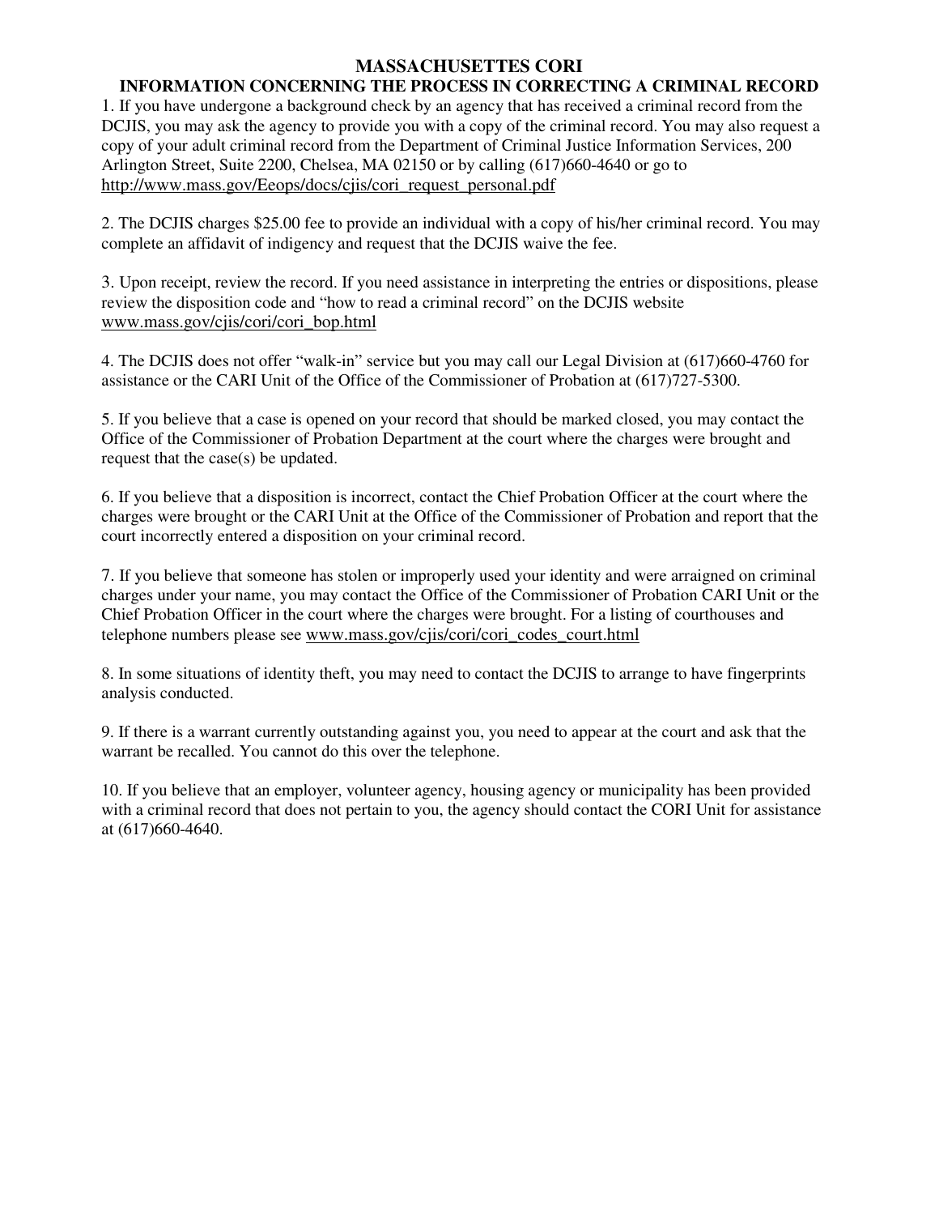# MASSACHUSETTES CORI

## INFORMATION CONCERNING THE PROCESS IN CORRECTING A CRIMINAL RECORD

1. If you have undergone a background check by an agency that has received a criminal record from the DCJIS, you may ask the agency to provide you with a copy of the criminal record. You may also request a copy of your adult criminal record from the Department of Criminal Justice Information Services, 200 Arlington Street, Suite 2200, Chelsea, MA 02150 or by calling (617)660-4640 or go to http://www.mass.gov/Eeops/docs/cjis/cori_request_personal.pdf

2. The DCJIS charges $25.00 fee to provide an individual with a copy of his/her criminal record. You may complete an affidavit of indigency and request that the DCJIS waive the fee.

3. Upon receipt, review the record. If you need assistance in interpreting the entries or dispositions, please review the disposition code and "how to read a criminal record" on the DCJIS website www.mass.gov/cjis/cori/cori_bop.html

4. The DCJIS does not offer "walk-in" service but you may call our Legal Division at (617)660-4760 for assistance or the CARI Unit of the Office of the Commissioner of Probation at (617)727-5300.

5. If you believe that a case is opened on your record that should be marked closed, you may contact the Office of the Commissioner of Probation Department at the court where the charges were brought and request that the case(s) be updated.

6. If you believe that a disposition is incorrect, contact the Chief Probation Officer at the court where the charges were brought or the CARI Unit at the Office of the Commissioner of Probation and report that the court incorrectly entered a disposition on your criminal record.

7. If you believe that someone has stolen or improperly used your identity and were arraigned on criminal charges under your name, you may contact the Office of the Commissioner of Probation CARI Unit or the Chief Probation Officer in the court where the charges were brought. For a listing of courthouses and telephone numbers please see www.mass.gov/cjis/cori/cori_codes_court.html

8. In some situations of identity theft, you may need to contact the DCJIS to arrange to have fingerprints analysis conducted.

9. If there is a warrant currently outstanding against you, you need to appear at the court and ask that the warrant be recalled. You cannot do this over the telephone.

10. If you believe that an employer, volunteer agency, housing agency or municipality has been provided with a criminal record that does not pertain to you, the agency should contact the CORI Unit for assistance at (617)660-4640.